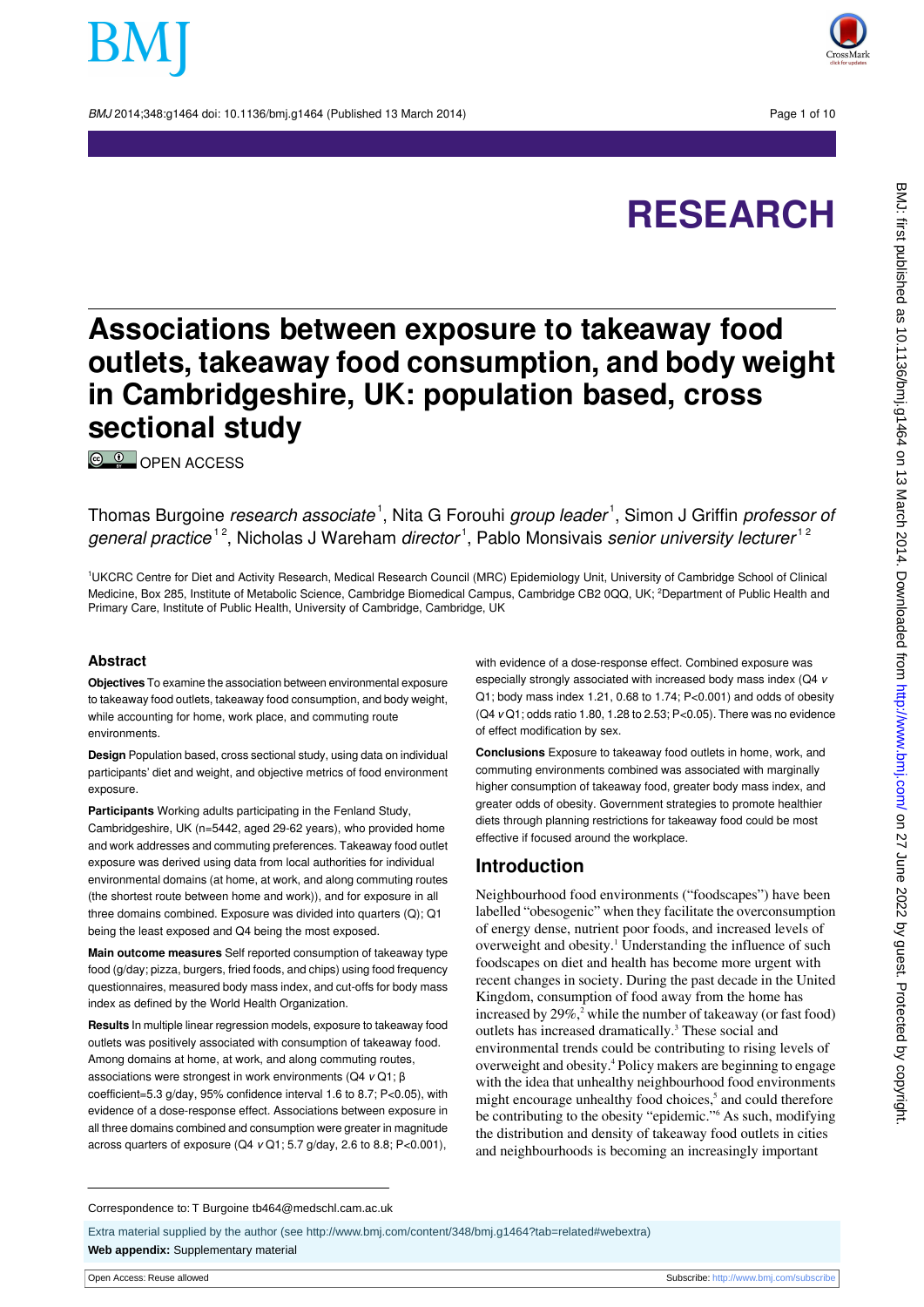# RESEARCH

# Associations between exposure to takeaway food outlets, takeaway food consumption, and body weight in Cambridgeshire, UK: population based, cross sectional study

OPEN ACCESS

Thomas Burgoine *research associate*[1], Nita G Forouhi *group leader*[1], Simon J Griffin *professor of general practice*[1 2], Nicholas J Wareham *director*[1], Pablo Monsivais *senior university lecturer*[1 2]

[1]UKCRC Centre for Diet and Activity Research, Medical Research Council (MRC) Epidemiology Unit, University of Cambridge School of Clinical Medicine, Box 285, Institute of Metabolic Science, Cambridge Biomedical Campus, Cambridge CB2 0QQ, UK; [2]Department of Public Health and Primary Care, Institute of Public Health, University of Cambridge, Cambridge, UK

## Abstract

**Objectives** To examine the association between environmental exposure to takeaway food outlets, takeaway food consumption, and body weight, while accounting for home, work place, and commuting route environments.

**Design** Population based, cross sectional study, using data on individual participants' diet and weight, and objective metrics of food environment exposure.

**Participants** Working adults participating in the Fenland Study, Cambridgeshire, UK (n=5442, aged 29-62 years), who provided home and work addresses and commuting preferences. Takeaway food outlet exposure was derived using data from local authorities for individual environmental domains (at home, at work, and along commuting routes (the shortest route between home and work)), and for exposure in all three domains combined. Exposure was divided into quarters (Q); Q1 being the least exposed and Q4 being the most exposed.

**Main outcome measures** Self reported consumption of takeaway type food (g/day; pizza, burgers, fried foods, and chips) using food frequency questionnaires, measured body mass index, and cut-offs for body mass index as defined by the World Health Organization.

**Results** In multiple linear regression models, exposure to takeaway food outlets was positively associated with consumption of takeaway food. Among domains at home, at work, and along commuting routes, associations were strongest in work environments (Q4 *v* Q1; β coefficient=5.3 g/day, 95% confidence interval 1.6 to 8.7; P<0.05), with evidence of a dose-response effect. Associations between exposure in all three domains combined and consumption were greater in magnitude across quarters of exposure (Q4 *v* Q1; 5.7 g/day, 2.6 to 8.8; P<0.001), with evidence of a dose-response effect. Combined exposure was especially strongly associated with increased body mass index (Q4 *v* Q1; body mass index 1.21, 0.68 to 1.74; P<0.001) and odds of obesity (Q4 *v* Q1; odds ratio 1.80, 1.28 to 2.53; P<0.05). There was no evidence of effect modification by sex.

**Conclusions** Exposure to takeaway food outlets in home, work, and commuting environments combined was associated with marginally higher consumption of takeaway food, greater body mass index, and greater odds of obesity. Government strategies to promote healthier diets through planning restrictions for takeaway food could be most effective if focused around the workplace.

## Introduction

Neighbourhood food environments ("foodscapes") have been labelled "obesogenic" when they facilitate the overconsumption of energy dense, nutrient poor foods, and increased levels of overweight and obesity.[1] Understanding the influence of such foodscapes on diet and health has become more urgent with recent changes in society. During the past decade in the United Kingdom, consumption of food away from the home has increased by 29%,[2] while the number of takeaway (or fast food) outlets has increased dramatically.[3] These social and environmental trends could be contributing to rising levels of overweight and obesity.[4] Policy makers are beginning to engage with the idea that unhealthy neighbourhood food environments might encourage unhealthy food choices,[5] and could therefore be contributing to the obesity "epidemic."[6] As such, modifying the distribution and density of takeaway food outlets in cities and neighbourhoods is becoming an increasingly important

Correspondence to: T Burgoine tb464@medschl.cam.ac.uk

Extra material supplied by the author (see http://www.bmj.com/content/348/bmj.g1464?tab=related#webextra)

**Web appendix:** Supplementary material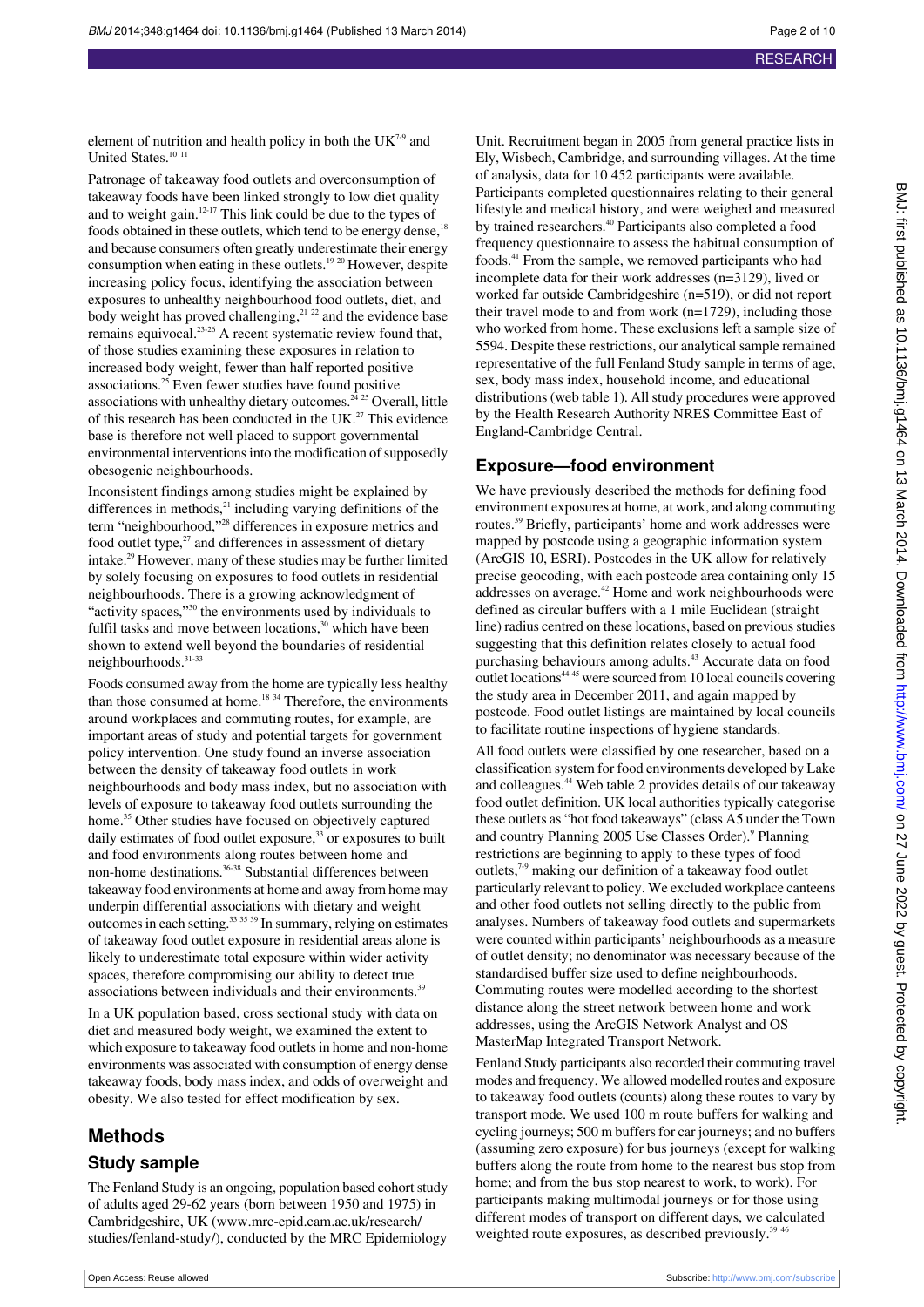element of nutrition and health policy in both the UK[7-9] and United States.[10 11]

Patronage of takeaway food outlets and overconsumption of takeaway foods have been linked strongly to low diet quality and to weight gain.[12-17] This link could be due to the types of foods obtained in these outlets, which tend to be energy dense,[18] and because consumers often greatly underestimate their energy consumption when eating in these outlets.[19 20] However, despite increasing policy focus, identifying the association between exposures to unhealthy neighbourhood food outlets, diet, and body weight has proved challenging,[21 22] and the evidence base remains equivocal.[23-26] A recent systematic review found that, of those studies examining these exposures in relation to increased body weight, fewer than half reported positive associations.[25] Even fewer studies have found positive associations with unhealthy dietary outcomes.[24 25] Overall, little of this research has been conducted in the UK.[27] This evidence base is therefore not well placed to support governmental environmental interventions into the modification of supposedly obesogenic neighbourhoods.

Inconsistent findings among studies might be explained by differences in methods,[21] including varying definitions of the term "neighbourhood,"[28] differences in exposure metrics and food outlet type,[27] and differences in assessment of dietary intake.[29] However, many of these studies may be further limited by solely focusing on exposures to food outlets in residential neighbourhoods. There is a growing acknowledgment of "activity spaces,"[30] the environments used by individuals to fulfil tasks and move between locations,[30] which have been shown to extend well beyond the boundaries of residential neighbourhoods.[31-33]

Foods consumed away from the home are typically less healthy than those consumed at home.[18 34] Therefore, the environments around workplaces and commuting routes, for example, are important areas of study and potential targets for government policy intervention. One study found an inverse association between the density of takeaway food outlets in work neighbourhoods and body mass index, but no association with levels of exposure to takeaway food outlets surrounding the home.[35] Other studies have focused on objectively captured daily estimates of food outlet exposure,[33] or exposures to built and food environments along routes between home and non-home destinations.[36-38] Substantial differences between takeaway food environments at home and away from home may underpin differential associations with dietary and weight outcomes in each setting.[33 35 39] In summary, relying on estimates of takeaway food outlet exposure in residential areas alone is likely to underestimate total exposure within wider activity spaces, therefore compromising our ability to detect true associations between individuals and their environments.[39]

In a UK population based, cross sectional study with data on diet and measured body weight, we examined the extent to which exposure to takeaway food outlets in home and non-home environments was associated with consumption of energy dense takeaway foods, body mass index, and odds of overweight and obesity. We also tested for effect modification by sex.

## Methods

### Study sample

The Fenland Study is an ongoing, population based cohort study of adults aged 29-62 years (born between 1950 and 1975) in Cambridgeshire, UK (www.mrc-epid.cam.ac.uk/research/studies/fenland-study/), conducted by the MRC Epidemiology Unit. Recruitment began in 2005 from general practice lists in Ely, Wisbech, Cambridge, and surrounding villages. At the time of analysis, data for 10 452 participants were available. Participants completed questionnaires relating to their general lifestyle and medical history, and were weighed and measured by trained researchers.[40] Participants also completed a food frequency questionnaire to assess the habitual consumption of foods.[41] From the sample, we removed participants who had incomplete data for their work addresses (n=3129), lived or worked far outside Cambridgeshire (n=519), or did not report their travel mode to and from work (n=1729), including those who worked from home. These exclusions left a sample size of 5594. Despite these restrictions, our analytical sample remained representative of the full Fenland Study sample in terms of age, sex, body mass index, household income, and educational distributions (web table 1). All study procedures were approved by the Health Research Authority NRES Committee East of England-Cambridge Central.

### Exposure—food environment

We have previously described the methods for defining food environment exposures at home, at work, and along commuting routes.[39] Briefly, participants' home and work addresses were mapped by postcode using a geographic information system (ArcGIS 10, ESRI). Postcodes in the UK allow for relatively precise geocoding, with each postcode area containing only 15 addresses on average.[42] Home and work neighbourhoods were defined as circular buffers with a 1 mile Euclidean (straight line) radius centred on these locations, based on previous studies suggesting that this definition relates closely to actual food purchasing behaviours among adults.[43] Accurate data on food outlet locations[44 45] were sourced from 10 local councils covering the study area in December 2011, and again mapped by postcode. Food outlet listings are maintained by local councils to facilitate routine inspections of hygiene standards.

All food outlets were classified by one researcher, based on a classification system for food environments developed by Lake and colleagues.[44] Web table 2 provides details of our takeaway food outlet definition. UK local authorities typically categorise these outlets as "hot food takeaways" (class A5 under the Town and country Planning 2005 Use Classes Order).[9] Planning restrictions are beginning to apply to these types of food outlets,[7-9] making our definition of a takeaway food outlet particularly relevant to policy. We excluded workplace canteens and other food outlets not selling directly to the public from analyses. Numbers of takeaway food outlets and supermarkets were counted within participants' neighbourhoods as a measure of outlet density; no denominator was necessary because of the standardised buffer size used to define neighbourhoods. Commuting routes were modelled according to the shortest distance along the street network between home and work addresses, using the ArcGIS Network Analyst and OS MasterMap Integrated Transport Network.

Fenland Study participants also recorded their commuting travel modes and frequency. We allowed modelled routes and exposure to takeaway food outlets (counts) along these routes to vary by transport mode. We used 100 m route buffers for walking and cycling journeys; 500 m buffers for car journeys; and no buffers (assuming zero exposure) for bus journeys (except for walking buffers along the route from home to the nearest bus stop from home; and from the bus stop nearest to work, to work). For participants making multimodal journeys or for those using different modes of transport on different days, we calculated weighted route exposures, as described previously.[39 46]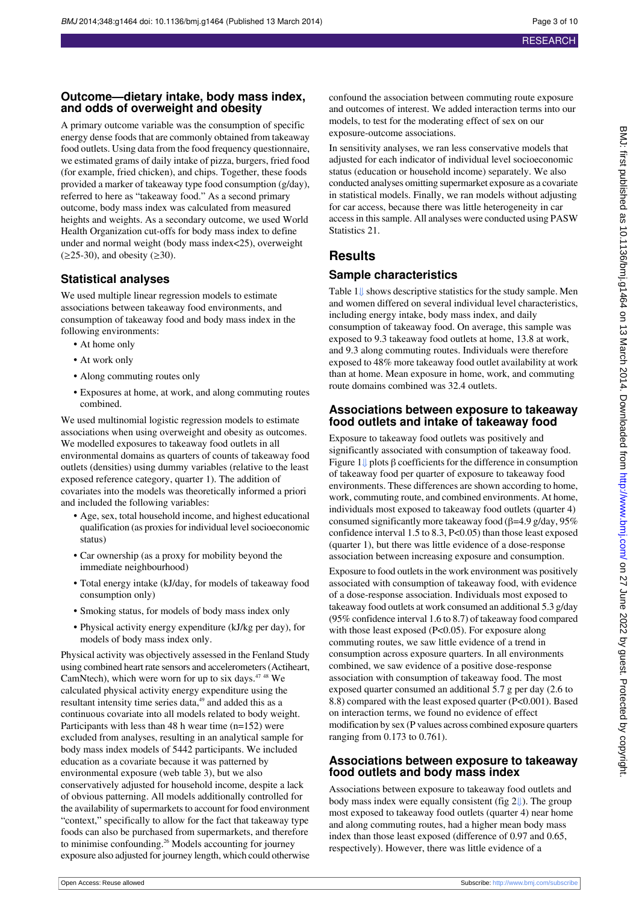## Outcome—dietary intake, body mass index, and odds of overweight and obesity

A primary outcome variable was the consumption of specific energy dense foods that are commonly obtained from takeaway food outlets. Using data from the food frequency questionnaire, we estimated grams of daily intake of pizza, burgers, fried food (for example, fried chicken), and chips. Together, these foods provided a marker of takeaway type food consumption (g/day), referred to here as "takeaway food." As a second primary outcome, body mass index was calculated from measured heights and weights. As a secondary outcome, we used World Health Organization cut-offs for body mass index to define under and normal weight (body mass index<25), overweight (≥25-30), and obesity (≥30).

## Statistical analyses

We used multiple linear regression models to estimate associations between takeaway food environments, and consumption of takeaway food and body mass index in the following environments:

- At home only
- At work only
- Along commuting routes only
- Exposures at home, at work, and along commuting routes combined.

We used multinomial logistic regression models to estimate associations when using overweight and obesity as outcomes. We modelled exposures to takeaway food outlets in all environmental domains as quarters of counts of takeaway food outlets (densities) using dummy variables (relative to the least exposed reference category, quarter 1). The addition of covariates into the models was theoretically informed a priori and included the following variables:

- Age, sex, total household income, and highest educational qualification (as proxies for individual level socioeconomic status)
- Car ownership (as a proxy for mobility beyond the immediate neighbourhood)
- Total energy intake (kJ/day, for models of takeaway food consumption only)
- Smoking status, for models of body mass index only
- Physical activity energy expenditure (kJ/kg per day), for models of body mass index only.

Physical activity was objectively assessed in the Fenland Study using combined heart rate sensors and accelerometers (Actiheart, CamNtech), which were worn for up to six days.[47 48] We calculated physical activity energy expenditure using the resultant intensity time series data,[49] and added this as a continuous covariate into all models related to body weight. Participants with less than 48 h wear time (n=152) were excluded from analyses, resulting in an analytical sample for body mass index models of 5442 participants. We included education as a covariate because it was patterned by environmental exposure (web table 3), but we also conservatively adjusted for household income, despite a lack of obvious patterning. All models additionally controlled for the availability of supermarkets to account for food environment "context," specifically to allow for the fact that takeaway type foods can also be purchased from supermarkets, and therefore to minimise confounding.[26] Models accounting for journey exposure also adjusted for journey length, which could otherwise confound the association between commuting route exposure and outcomes of interest. We added interaction terms into our models, to test for the moderating effect of sex on our exposure-outcome associations.

In sensitivity analyses, we ran less conservative models that adjusted for each indicator of individual level socioeconomic status (education or household income) separately. We also conducted analyses omitting supermarket exposure as a covariate in statistical models. Finally, we ran models without adjusting for car access, because there was little heterogeneity in car access in this sample. All analyses were conducted using PASW Statistics 21.

# Results

## Sample characteristics

Table 1⇓ shows descriptive statistics for the study sample. Men and women differed on several individual level characteristics, including energy intake, body mass index, and daily consumption of takeaway food. On average, this sample was exposed to 9.3 takeaway food outlets at home, 13.8 at work, and 9.3 along commuting routes. Individuals were therefore exposed to 48% more takeaway food outlet availability at work than at home. Mean exposure in home, work, and commuting route domains combined was 32.4 outlets.

## Associations between exposure to takeaway food outlets and intake of takeaway food

Exposure to takeaway food outlets was positively and significantly associated with consumption of takeaway food. Figure 1⇓ plots β coefficients for the difference in consumption of takeaway food per quarter of exposure to takeaway food environments. These differences are shown according to home, work, commuting route, and combined environments. At home, individuals most exposed to takeaway food outlets (quarter 4) consumed significantly more takeaway food (β=4.9 g/day, 95% confidence interval 1.5 to 8.3, P<0.05) than those least exposed (quarter 1), but there was little evidence of a dose-response association between increasing exposure and consumption.

Exposure to food outlets in the work environment was positively associated with consumption of takeaway food, with evidence of a dose-response association. Individuals most exposed to takeaway food outlets at work consumed an additional 5.3 g/day (95% confidence interval 1.6 to 8.7) of takeaway food compared with those least exposed (P<0.05). For exposure along commuting routes, we saw little evidence of a trend in consumption across exposure quarters. In all environments combined, we saw evidence of a positive dose-response association with consumption of takeaway food. The most exposed quarter consumed an additional 5.7 g per day (2.6 to 8.8) compared with the least exposed quarter (P<0.001). Based on interaction terms, we found no evidence of effect modification by sex (P values across combined exposure quarters ranging from 0.173 to 0.761).

## Associations between exposure to takeaway food outlets and body mass index

Associations between exposure to takeaway food outlets and body mass index were equally consistent (fig 2⇓). The group most exposed to takeaway food outlets (quarter 4) near home and along commuting routes, had a higher mean body mass index than those least exposed (difference of 0.97 and 0.65, respectively). However, there was little evidence of a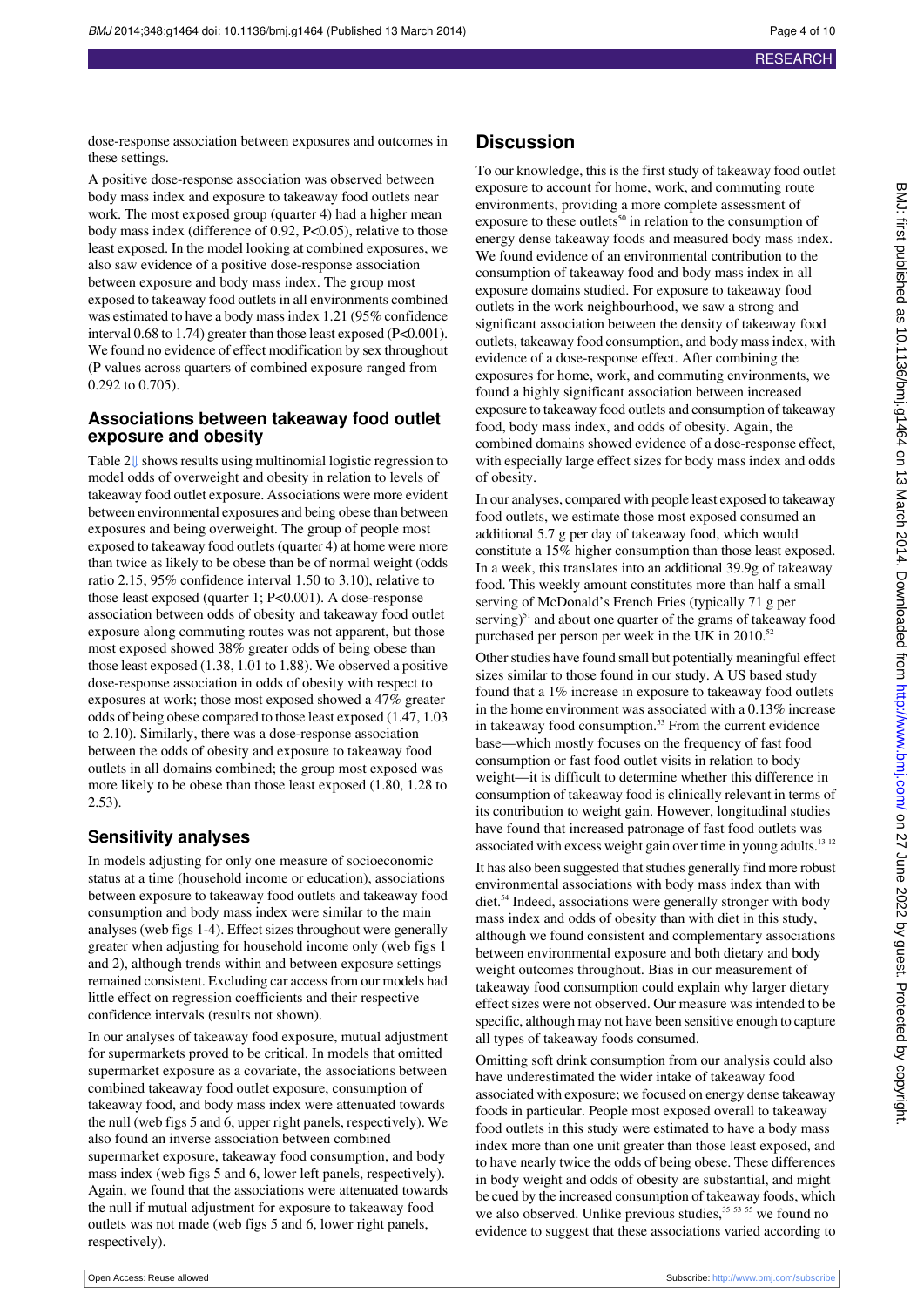dose-response association between exposures and outcomes in these settings.

A positive dose-response association was observed between body mass index and exposure to takeaway food outlets near work. The most exposed group (quarter 4) had a higher mean body mass index (difference of 0.92, $P<0.05$), relative to those least exposed. In the model looking at combined exposures, we also saw evidence of a positive dose-response association between exposure and body mass index. The group most exposed to takeaway food outlets in all environments combined was estimated to have a body mass index 1.21 (95% confidence interval 0.68 to 1.74) greater than those least exposed ($P<0.001$). We found no evidence of effect modification by sex throughout (P values across quarters of combined exposure ranged from 0.292 to 0.705).

## Associations between takeaway food outlet exposure and obesity

Table 2⇓ shows results using multinomial logistic regression to model odds of overweight and obesity in relation to levels of takeaway food outlet exposure. Associations were more evident between environmental exposures and being obese than between exposures and being overweight. The group of people most exposed to takeaway food outlets (quarter 4) at home were more than twice as likely to be obese than be of normal weight (odds ratio 2.15, 95% confidence interval 1.50 to 3.10), relative to those least exposed (quarter 1; $P<0.001$). A dose-response association between odds of obesity and takeaway food outlet exposure along commuting routes was not apparent, but those most exposed showed 38% greater odds of being obese than those least exposed (1.38, 1.01 to 1.88). We observed a positive dose-response association in odds of obesity with respect to exposures at work; those most exposed showed a 47% greater odds of being obese compared to those least exposed (1.47, 1.03 to 2.10). Similarly, there was a dose-response association between the odds of obesity and exposure to takeaway food outlets in all domains combined; the group most exposed was more likely to be obese than those least exposed (1.80, 1.28 to 2.53).

## Sensitivity analyses

In models adjusting for only one measure of socioeconomic status at a time (household income or education), associations between exposure to takeaway food outlets and takeaway food consumption and body mass index were similar to the main analyses (web figs 1-4). Effect sizes throughout were generally greater when adjusting for household income only (web figs 1 and 2), although trends within and between exposure settings remained consistent. Excluding car access from our models had little effect on regression coefficients and their respective confidence intervals (results not shown).

In our analyses of takeaway food exposure, mutual adjustment for supermarkets proved to be critical. In models that omitted supermarket exposure as a covariate, the associations between combined takeaway food outlet exposure, consumption of takeaway food, and body mass index were attenuated towards the null (web figs 5 and 6, upper right panels, respectively). We also found an inverse association between combined supermarket exposure, takeaway food consumption, and body mass index (web figs 5 and 6, lower left panels, respectively). Again, we found that the associations were attenuated towards the null if mutual adjustment for exposure to takeaway food outlets was not made (web figs 5 and 6, lower right panels, respectively).

# Discussion

To our knowledge, this is the first study of takeaway food outlet exposure to account for home, work, and commuting route environments, providing a more complete assessment of exposure to these outlets[50] in relation to the consumption of energy dense takeaway foods and measured body mass index. We found evidence of an environmental contribution to the consumption of takeaway food and body mass index in all exposure domains studied. For exposure to takeaway food outlets in the work neighbourhood, we saw a strong and significant association between the density of takeaway food outlets, takeaway food consumption, and body mass index, with evidence of a dose-response effect. After combining the exposures for home, work, and commuting environments, we found a highly significant association between increased exposure to takeaway food outlets and consumption of takeaway food, body mass index, and odds of obesity. Again, the combined domains showed evidence of a dose-response effect, with especially large effect sizes for body mass index and odds of obesity.

In our analyses, compared with people least exposed to takeaway food outlets, we estimate those most exposed consumed an additional 5.7 g per day of takeaway food, which would constitute a 15% higher consumption than those least exposed. In a week, this translates into an additional 39.9g of takeaway food. This weekly amount constitutes more than half a small serving of McDonald's French Fries (typically 71 g per serving)[51] and about one quarter of the grams of takeaway food purchased per person per week in the UK in 2010.[52]

Other studies have found small but potentially meaningful effect sizes similar to those found in our study. A US based study found that a 1% increase in exposure to takeaway food outlets in the home environment was associated with a 0.13% increase in takeaway food consumption.[53] From the current evidence base—which mostly focuses on the frequency of fast food consumption or fast food outlet visits in relation to body weight—it is difficult to determine whether this difference in consumption of takeaway food is clinically relevant in terms of its contribution to weight gain. However, longitudinal studies have found that increased patronage of fast food outlets was associated with excess weight gain over time in young adults.[13 12]

It has also been suggested that studies generally find more robust environmental associations with body mass index than with diet.[54] Indeed, associations were generally stronger with body mass index and odds of obesity than with diet in this study, although we found consistent and complementary associations between environmental exposure and both dietary and body weight outcomes throughout. Bias in our measurement of takeaway food consumption could explain why larger dietary effect sizes were not observed. Our measure was intended to be specific, although may not have been sensitive enough to capture all types of takeaway foods consumed.

Omitting soft drink consumption from our analysis could also have underestimated the wider intake of takeaway food associated with exposure; we focused on energy dense takeaway foods in particular. People most exposed overall to takeaway food outlets in this study were estimated to have a body mass index more than one unit greater than those least exposed, and to have nearly twice the odds of being obese. These differences in body weight and odds of obesity are substantial, and might be cued by the increased consumption of takeaway foods, which we also observed. Unlike previous studies,[35 53 55] we found no evidence to suggest that these associations varied according to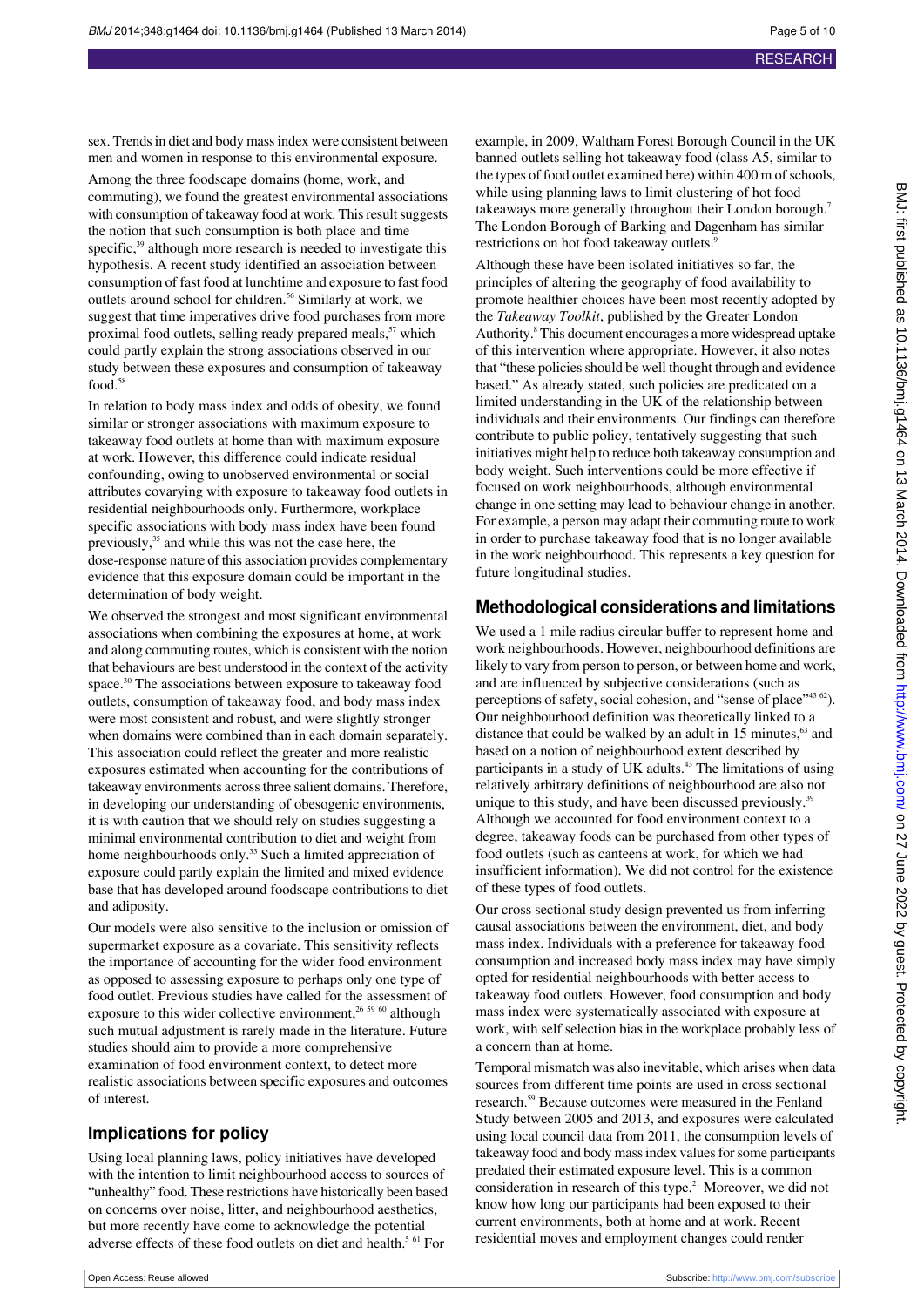sex. Trends in diet and body mass index were consistent between men and women in response to this environmental exposure.

Among the three foodscape domains (home, work, and commuting), we found the greatest environmental associations with consumption of takeaway food at work. This result suggests the notion that such consumption is both place and time specific,[39] although more research is needed to investigate this hypothesis. A recent study identified an association between consumption of fast food at lunchtime and exposure to fast food outlets around school for children.[56] Similarly at work, we suggest that time imperatives drive food purchases from more proximal food outlets, selling ready prepared meals,[57] which could partly explain the strong associations observed in our study between these exposures and consumption of takeaway food.[58]

In relation to body mass index and odds of obesity, we found similar or stronger associations with maximum exposure to takeaway food outlets at home than with maximum exposure at work. However, this difference could indicate residual confounding, owing to unobserved environmental or social attributes covarying with exposure to takeaway food outlets in residential neighbourhoods only. Furthermore, workplace specific associations with body mass index have been found previously,[35] and while this was not the case here, the dose-response nature of this association provides complementary evidence that this exposure domain could be important in the determination of body weight.

We observed the strongest and most significant environmental associations when combining the exposures at home, at work and along commuting routes, which is consistent with the notion that behaviours are best understood in the context of the activity space.[30] The associations between exposure to takeaway food outlets, consumption of takeaway food, and body mass index were most consistent and robust, and were slightly stronger when domains were combined than in each domain separately. This association could reflect the greater and more realistic exposures estimated when accounting for the contributions of takeaway environments across three salient domains. Therefore, in developing our understanding of obesogenic environments, it is with caution that we should rely on studies suggesting a minimal environmental contribution to diet and weight from home neighbourhoods only.[33] Such a limited appreciation of exposure could partly explain the limited and mixed evidence base that has developed around foodscape contributions to diet and adiposity.

Our models were also sensitive to the inclusion or omission of supermarket exposure as a covariate. This sensitivity reflects the importance of accounting for the wider food environment as opposed to assessing exposure to perhaps only one type of food outlet. Previous studies have called for the assessment of exposure to this wider collective environment,[26 59 60] although such mutual adjustment is rarely made in the literature. Future studies should aim to provide a more comprehensive examination of food environment context, to detect more realistic associations between specific exposures and outcomes of interest.

## Implications for policy

Using local planning laws, policy initiatives have developed with the intention to limit neighbourhood access to sources of "unhealthy" food. These restrictions have historically been based on concerns over noise, litter, and neighbourhood aesthetics, but more recently have come to acknowledge the potential adverse effects of these food outlets on diet and health.[5 61] For example, in 2009, Waltham Forest Borough Council in the UK banned outlets selling hot takeaway food (class A5, similar to the types of food outlet examined here) within 400 m of schools, while using planning laws to limit clustering of hot food takeaways more generally throughout their London borough.[7] The London Borough of Barking and Dagenham has similar restrictions on hot food takeaway outlets.[9]

Although these have been isolated initiatives so far, the principles of altering the geography of food availability to promote healthier choices have been most recently adopted by the *Takeaway Toolkit*, published by the Greater London Authority.[8] This document encourages a more widespread uptake of this intervention where appropriate. However, it also notes that "these policies should be well thought through and evidence based." As already stated, such policies are predicated on a limited understanding in the UK of the relationship between individuals and their environments. Our findings can therefore contribute to public policy, tentatively suggesting that such initiatives might help to reduce both takeaway consumption and body weight. Such interventions could be more effective if focused on work neighbourhoods, although environmental change in one setting may lead to behaviour change in another. For example, a person may adapt their commuting route to work in order to purchase takeaway food that is no longer available in the work neighbourhood. This represents a key question for future longitudinal studies.

## Methodological considerations and limitations

We used a 1 mile radius circular buffer to represent home and work neighbourhoods. However, neighbourhood definitions are likely to vary from person to person, or between home and work, and are influenced by subjective considerations (such as perceptions of safety, social cohesion, and "sense of place"[43 62]). Our neighbourhood definition was theoretically linked to a distance that could be walked by an adult in 15 minutes,[63] and based on a notion of neighbourhood extent described by participants in a study of UK adults.[43] The limitations of using relatively arbitrary definitions of neighbourhood are also not unique to this study, and have been discussed previously.[39] Although we accounted for food environment context to a degree, takeaway foods can be purchased from other types of food outlets (such as canteens at work, for which we had insufficient information). We did not control for the existence of these types of food outlets.

Our cross sectional study design prevented us from inferring causal associations between the environment, diet, and body mass index. Individuals with a preference for takeaway food consumption and increased body mass index may have simply opted for residential neighbourhoods with better access to takeaway food outlets. However, food consumption and body mass index were systematically associated with exposure at work, with self selection bias in the workplace probably less of a concern than at home.

Temporal mismatch was also inevitable, which arises when data sources from different time points are used in cross sectional research.[59] Because outcomes were measured in the Fenland Study between 2005 and 2013, and exposures were calculated using local council data from 2011, the consumption levels of takeaway food and body mass index values for some participants predated their estimated exposure level. This is a common consideration in research of this type.[21] Moreover, we did not know how long our participants had been exposed to their current environments, both at home and at work. Recent residential moves and employment changes could render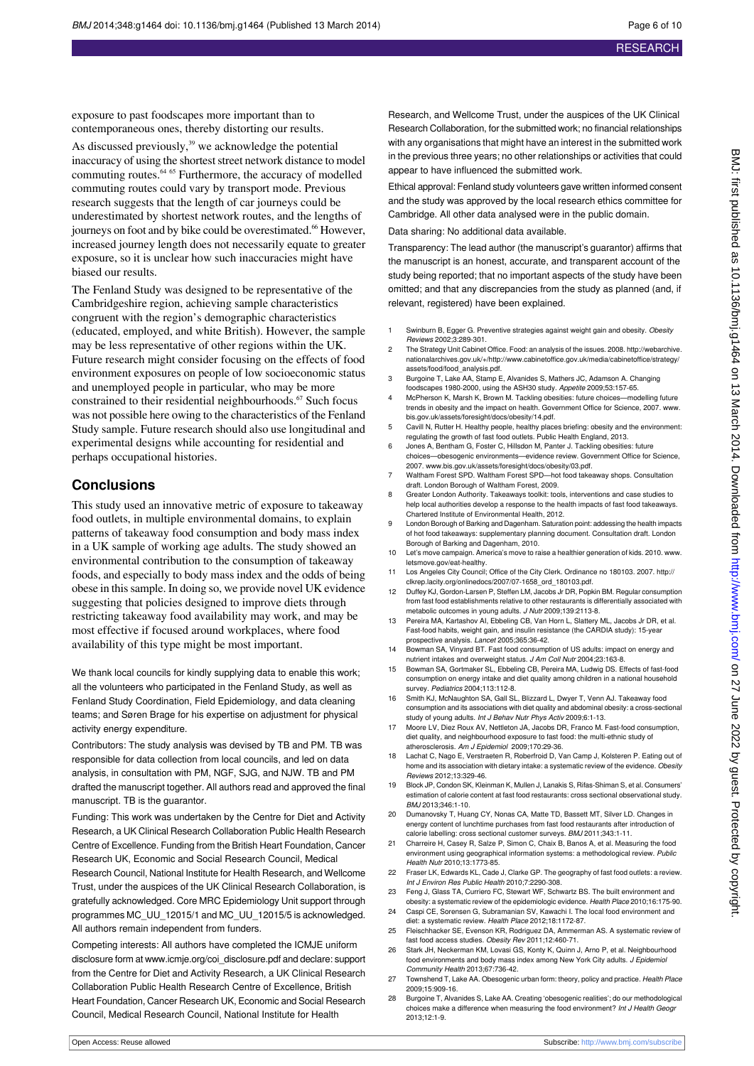exposure to past foodscapes more important than to contemporaneous ones, thereby distorting our results.

As discussed previously,[39] we acknowledge the potential inaccuracy of using the shortest street network distance to model commuting routes.[64 65] Furthermore, the accuracy of modelled commuting routes could vary by transport mode. Previous research suggests that the length of car journeys could be underestimated by shortest network routes, and the lengths of journeys on foot and by bike could be overestimated.[66] However, increased journey length does not necessarily equate to greater exposure, so it is unclear how such inaccuracies might have biased our results.

The Fenland Study was designed to be representative of the Cambridgeshire region, achieving sample characteristics congruent with the region's demographic characteristics (educated, employed, and white British). However, the sample may be less representative of other regions within the UK. Future research might consider focusing on the effects of food environment exposures on people of low socioeconomic status and unemployed people in particular, who may be more constrained to their residential neighbourhoods.[67] Such focus was not possible here owing to the characteristics of the Fenland Study sample. Future research should also use longitudinal and experimental designs while accounting for residential and perhaps occupational histories.

## Conclusions

This study used an innovative metric of exposure to takeaway food outlets, in multiple environmental domains, to explain patterns of takeaway food consumption and body mass index in a UK sample of working age adults. The study showed an environmental contribution to the consumption of takeaway foods, and especially to body mass index and the odds of being obese in this sample. In doing so, we provide novel UK evidence suggesting that policies designed to improve diets through restricting takeaway food availability may work, and may be most effective if focused around workplaces, where food availability of this type might be most important.

We thank local councils for kindly supplying data to enable this work; all the volunteers who participated in the Fenland Study, as well as Fenland Study Coordination, Field Epidemiology, and data cleaning teams; and Søren Brage for his expertise on adjustment for physical activity energy expenditure.

Contributors: The study analysis was devised by TB and PM. TB was responsible for data collection from local councils, and led on data analysis, in consultation with PM, NGF, SJG, and NJW. TB and PM drafted the manuscript together. All authors read and approved the final manuscript. TB is the guarantor.

Funding: This work was undertaken by the Centre for Diet and Activity Research, a UK Clinical Research Collaboration Public Health Research Centre of Excellence. Funding from the British Heart Foundation, Cancer Research UK, Economic and Social Research Council, Medical Research Council, National Institute for Health Research, and Wellcome Trust, under the auspices of the UK Clinical Research Collaboration, is gratefully acknowledged. Core MRC Epidemiology Unit support through programmes MC_UU_12015/1 and MC_UU_12015/5 is acknowledged. All authors remain independent from funders.

Competing interests: All authors have completed the ICMJE uniform disclosure form at www.icmje.org/coi_disclosure.pdf and declare: support from the Centre for Diet and Activity Research, a UK Clinical Research Collaboration Public Health Research Centre of Excellence, British Heart Foundation, Cancer Research UK, Economic and Social Research Council, Medical Research Council, National Institute for Health Research, and Wellcome Trust, under the auspices of the UK Clinical Research Collaboration, for the submitted work; no financial relationships with any organisations that might have an interest in the submitted work in the previous three years; no other relationships or activities that could appear to have influenced the submitted work.

Ethical approval: Fenland study volunteers gave written informed consent and the study was approved by the local research ethics committee for Cambridge. All other data analysed were in the public domain.

Data sharing: No additional data available.

Transparency: The lead author (the manuscript's guarantor) affirms that the manuscript is an honest, accurate, and transparent account of the study being reported; that no important aspects of the study have been omitted; and that any discrepancies from the study as planned (and, if relevant, registered) have been explained.

1. Swinburn B, Egger G. Preventive strategies against weight gain and obesity. *Obesity Reviews* 2002;3:289-301.
2. The Strategy Unit Cabinet Office. Food: an analysis of the issues. 2008. http://webarchive.nationalarchives.gov.uk/+/http://www.cabinetoffice.gov.uk/media/cabinetoffice/strategy/assets/food/food_analysis.pdf.
3. Burgoine T, Lake AA, Stamp E, Alvanides S, Mathers JC, Adamson A. Changing foodscapes 1980-2000, using the ASH30 study. *Appetite* 2009;53:157-65.
4. McPherson K, Marsh K, Brown M. Tackling obesities: future choices—modelling future trends in obesity and the impact on health. Government Office for Science, 2007. www.bis.gov.uk/assets/foresight/docs/obesity/14.pdf.
5. Cavill N, Rutter H. Healthy people, healthy places briefing: obesity and the environment: regulating the growth of fast food outlets. Public Health England, 2013.
6. Jones A, Bentham G, Foster C, Hillsdon M, Panter J. Tackling obesities: future choices—obesogenic environments—evidence review. Government Office for Science, 2007. www.bis.gov.uk/assets/foresight/docs/obesity/03.pdf.
7. Waltham Forest SPD. Waltham Forest SPD—hot food takeaway shops. Consultation draft. London Borough of Waltham Forest, 2009.
8. Greater London Authority. Takeaways toolkit: tools, interventions and case studies to help local authorities develop a response to the health impacts of fast food takeaways. Chartered Institute of Environmental Health, 2012.
9. London Borough of Barking and Dagenham. Saturation point: addressing the health impacts of hot food takeaways: supplementary planning document. Consultation draft. London Borough of Barking and Dagenham, 2010.
10. Let's move campaign. America's move to raise a healthier generation of kids. 2010. www.letsmove.gov/eat-healthy.
11. Los Angeles City Council; Office of the City Clerk. Ordinance no 180103. 2007. http://clkrep.lacity.org/onlinedocs/2007/07-1658_ord_180103.pdf.
12. Duffey KJ, Gordon-Larsen P, Steffen LM, Jacobs Jr DR, Popkin BM. Regular consumption from fast food establishments relative to other restaurants is differentially associated with metabolic outcomes in young adults. *J Nutr* 2009;139:2113-8.
13. Pereira MA, Kartashov AI, Ebbeling CB, Van Horn L, Slattery ML, Jacobs Jr DR, et al. Fast-food habits, weight gain, and insulin resistance (the CARDIA study): 15-year prospective analysis. *Lancet* 2005;365:36-42.
14. Bowman SA, Vinyard BT. Fast food consumption of US adults: impact on energy and nutrient intakes and overweight status. *J Am Coll Nutr* 2004;23:163-8.
15. Bowman SA, Gortmaker SL, Ebbeling CB, Pereira MA, Ludwig DS. Effects of fast-food consumption on energy intake and diet quality among children in a national household survey. *Pediatrics* 2004;113:112-8.
16. Smith KJ, McNaughton SA, Gall SL, Blizzard L, Dwyer T, Venn AJ. Takeaway food consumption and its associations with diet quality and abdominal obesity: a cross-sectional study of young adults. *Int J Behav Nutr Phys Activ* 2009;6:1-13.
17. Moore LV, Diez Roux AV, Nettleton JA, Jacobs DR, Franco M. Fast-food consumption, diet quality, and neighbourhood exposure to fast food: the multi-ethnic study of atherosclerosis. *Am J Epidemiol* 2009;170:29-36.
18. Lachat C, Nago E, Verstraeten R, Roberfroid D, Van Camp J, Kolsteren P. Eating out of home and its association with dietary intake: a systematic review of the evidence. *Obesity Reviews* 2012;13:329-46.
19. Block JP, Condon SK, Kleinman K, Mullen J, Lanakis S, Rifas-Shiman S, et al. Consumers' estimation of calorie content at fast food restaurants: cross sectional observational study. *BMJ* 2013;346:1-10.
20. Dumanovsky T, Huang CY, Nonas CA, Matte TD, Bassett MT, Silver LD. Changes in energy content of lunchtime purchases from fast food restaurants after introduction of calorie labelling: cross sectional customer surveys. *BMJ* 2011;343:1-11.
21. Charreire H, Casey R, Salze P, Simon C, Chaix B, Banos A, et al. Measuring the food environment using geographical information systems: a methodological review. *Public Health Nutr* 2010;13:1773-85.
22. Fraser LK, Edwards KL, Cade J, Clarke GP. The geography of fast food outlets: a review. *Int J Environ Res Public Health* 2010;7:2290-308.
23. Feng J, Glass TA, Curriero FC, Stewart WF, Schwartz BS. The built environment and obesity: a systematic review of the epidemiologic evidence. *Health Place* 2010;16:175-90.
24. Caspi CE, Sorensen G, Subramanian SV, Kawachi I. The local food environment and diet: a systematic review. *Health Place* 2012;18:1172-87.
25. Fleischhacker SE, Evenson KR, Rodriguez DA, Ammerman AS. A systematic review of fast food access studies. *Obesity Rev* 2011;12:460-71.
26. Stark JH, Neckerman KM, Lovasi GS, Konty K, Quinn J, Arno P, et al. Neighbourhood food environments and body mass index among New York City adults. *J Epidemiol Community Health* 2013;67:736-42.
27. Townshend T, Lake AA. Obesogenic urban form: theory, policy and practice. *Health Place* 2009;15:909-16.
28. Burgoine T, Alvanides S, Lake AA. Creating 'obesogenic realities'; do our methodological choices make a difference when measuring the food environment? *Int J Health Geogr* 2013;12:1-9.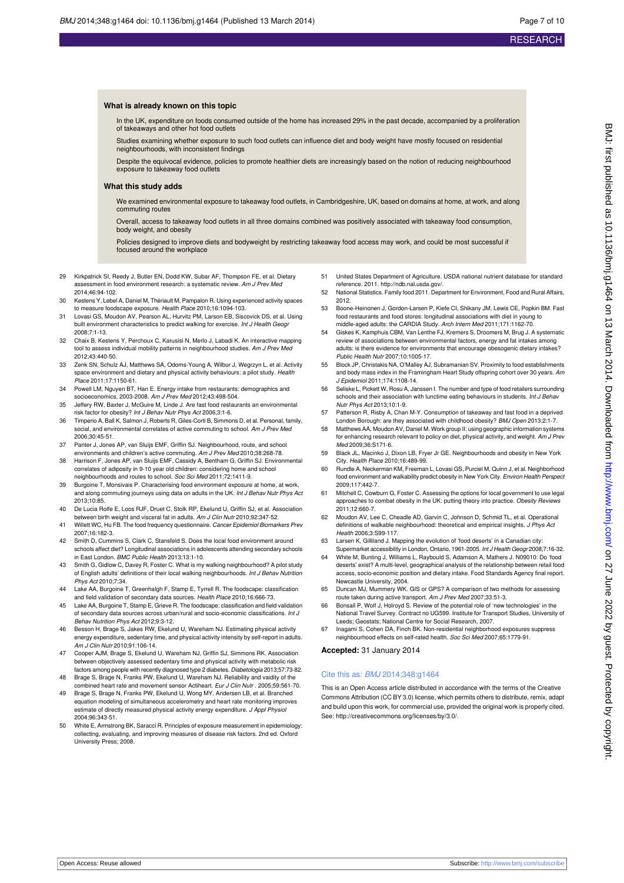### What is already known on this topic

In the UK, expenditure on foods consumed outside of the home has increased 29% in the past decade, accompanied by a proliferation of takeaways and other hot food outlets

Studies examining whether exposure to such food outlets can influence diet and body weight have mostly focused on residential neighbourhoods, with inconsistent findings

Despite the equivocal evidence, policies to promote healthier diets are increasingly based on the notion of reducing neighbourhood exposure to takeaway food outlets

### What this study adds

We examined environmental exposure to takeaway food outlets, in Cambridgeshire, UK, based on domains at home, at work, and along commuting routes

Overall, access to takeaway food outlets in all three domains combined was positively associated with takeaway food consumption, body weight, and obesity

Policies designed to improve diets and bodyweight by restricting takeaway food access may work, and could be most successful if focused around the workplace

29 Kirkpatrick SI, Reedy J, Butler EN, Dodd KW, Subar AF, Thompson FE, et al. Dietary assessment in food environment research: a systematic review. *Am J Prev Med* 2014;46:94-102.
30 Kestens Y, Lebel A, Daniel M, Thériault M, Pampalon R. Using experienced activity spaces to measure foodscape exposure. *Health Place* 2010;16:1094-103.
31 Lovasi GS, Moudon AV, Pearson AL, Hurvitz PM, Larson EB, Siscovick DS, et al. Using built environment characteristics to predict walking for exercise. *Int J Health Geogr* 2008;7:1-13.
32 Chaix B, Kestens Y, Perchoux C, Karusisi N, Merlo J, Labadi K. An interactive mapping tool to assess individual mobility patterns in neighbourhood studies. *Am J Prev Med* 2012;43:440-50.
33 Zenk SN, Schulz AJ, Matthews SA, Odoms-Young A, Wilbur J, Wegrzyn L, et al. Activity space environment and dietary and physical activity behaviours: a pilot study. *Health Place* 2011;17:1150-61.
34 Powell LM, Nguyen BT, Han E. Energy intake from restaurants: demographics and socioeconomics, 2003-2008. *Am J Prev Med* 2012;43:498-504.
35 Jeffery RW, Baxter J, McGuire M, Linde J. Are fast food restaurants an environmental risk factor for obesity? *Int J Behav Nutr Phys Act* 2006;3:1-6.
36 Timperio A, Ball K, Salmon J, Roberts R, Giles-Corti B, Simmons D, et al. Personal, family, social, and environmental correlates of active commuting to school. *Am J Prev Med* 2006;30:45-51.
37 Panter J, Jones AP, van Sluijs EMF, Griffin SJ. Neighbourhood, route, and school environments and children's active commuting. *Am J Prev Med* 2010;38:268-78.
38 Harrison F, Jones AP, van Sluijs EMF, Cassidy A, Bentham G, Griffin SJ. Environmental correlates of adiposity in 9-10 year old children: considering home and school neighbourhoods and routes to school. *Soc Sci Med* 2011;72:1411-9.
39 Burgoine T, Monsivais P. Characterising food environment exposure at home, at work, and along commuting journeys using data on adults in the UK. *Int J Behav Nutr Phys Act* 2013;10:85.
40 De Lucia Rolfe E, Loos RJF, Druet C, Stolk RP, Ekelund U, Griffin SJ, et al. Association between birth weight and visceral fat in adults. *Am J Clin Nutr* 2010;92:347-52.
41 Willett WC, Hu FB. The food frequency questionnaire. *Cancer Epidemiol Biomarkers Prev* 2007;16:182-3.
42 Smith D, Cummins S, Clark C, Stansfeld S. Does the local food environment around schools affect diet? Longitudinal associations in adolescents attending secondary schools in East London. *BMC Public Health* 2013;13:1-10.
43 Smith G, Gidlow C, Davey R, Foster C. What is my walking neighbourhood? A pilot study of English adults' definitions of their local walking neighbourhoods. *Int J Behav Nutrition Phys Act* 2010;7:34.
44 Lake AA, Burgoine T, Greenhalgh F, Stamp E, Tyrrell R. The foodscape: classification and field validation of secondary data sources. *Health Place* 2010;16:666-73.
45 Lake AA, Burgoine T, Stamp E, Grieve R. The foodscape: classification and field validation of secondary data sources across urban/rural and socio-economic classifications. *Int J Behav Nutrition Phys Act* 2012;9:3-12.
46 Besson H, Brage S, Jakes RW, Ekelund U, Wareham NJ. Estimating physical activity energy expenditure, sedentary time, and physical activity intensity by self-report in adults. *Am J Clin Nutr* 2010;91:106-14.
47 Cooper AJM, Brage S, Ekelund U, Wareham NJ, Griffin SJ, Simmons RK. Association between objectively assessed sedentary time and physical activity with metabolic risk factors among people with recently diagnosed type 2 diabetes. *Diabetologia* 2013;57:73-82.
48 Brage S, Brage N, Franks PW, Ekelund U, Wareham NJ. Reliability and vaidity of the combined heart rate and movement sensor Actiheart. *Eur J Clin Nutr* . 2005;59:561-70.
49 Brage S, Brage N, Franks PW, Ekelund U, Wong MY, Andersen LB, et al. Branched equation modeling of simultaneous accelerometry and heart rate monitoring improves estimate of directly measured physical activity energy expenditure. *J Appl Physiol* 2004;96:343-51.
50 White E, Armstrong BK, Saracci R. Principles of exposure measurement in epidemiology: collecting, evaluating, and improving measures of disease risk factors. 2nd ed. Oxford University Press; 2008.
51 United States Department of Agriculture. USDA national nutrient database for standard reference. 2011. http://ndb.nal.usda.gov/.
52 National Statistics. Family food 2011. Department for Environment, Food and Rural Affairs, 2012.
53 Boone-Heinonen J, Gordon-Larsen P, Kiefe CI, Shikany JM, Lewis CE, Popkin BM. Fast food restaurants and food stores: longitudinal associations with diet in young to middle-aged adults: the CARDIA Study. *Arch Intern Med* 2011;171:1162-70.
54 Giskes K, Kamphuis CBM, Van Lenthe FJ, Kremers S, Droomers M, Brug J. A systematic review of associations between environmental factors, energy and fat intakes among adults: is there evidence for environments that encourage obesogenic dietary intakes? *Public Health Nutr* 2007;10:1005-17.
55 Block JP, Christakis NA, O'Malley AJ, Subramanian SV. Proximity to food establishments and body mass index in the Framingham Heart Study offspring cohort over 30 years. *Am J Epidemiol* 2011;174:1108-14.
56 Seliske L, Pickett W, Rosu A, Janssen I. The number and type of food retailers surrounding schools and their association with lunctime eating behaviours in students. *Int J Behav Nutr Phys Act* 2013;10:1-9.
57 Patterson R, Risby A, Chan M-Y. Consumption of takeaway and fast food in a deprived London Borough: are they associated with childhood obesity? *BMJ Open* 2013;2:1-7.
58 Matthews AA, Moudon AV, Daniel M. Work group II: using geographic information systems for enhancing research relevant to policy on diet, physical activity, and weight. *Am J Prev Med* 2009;36:S171-6.
59 Black JL, Macinko J, Dixon LB, Fryer Jr GE. Neighbourhoods and obesity in New York City. *Health Place* 2010;16:489-99.
60 Rundle A, Neckerman KM, Freeman L, Lovasi GS, Purciel M, Quinn J, et al. Neighborhood food environment and walkability predict obesity in New York City. *Environ Health Perspect* 2009;117:442-7.
61 Mitchell C, Cowburn G, Foster C. Assessing the options for local government to use legal approaches to combat obesity in the UK: putting theory into practice. *Obesity Reviews* 2011;12:660-7.
62 Moudon AV, Lee C, Cheadle AD, Garvin C, Johnson D, Schmid TL, et al. Operational definitions of walkable neighbourhood: theoretical and empirical insights. *J Phys Act Health* 2006;3:S99-117.
63 Larsen K, Gilliland J. Mapping the evolution of 'food deserts' in a Canadian city: Supermarket accessibility in London, Ontario, 1961-2005. *Int J Health Geogr* 2008;7:16-32.
64 White M, Bunting J, Williams L, Raybould S, Adamson A, Mathers J. N09010: Do 'food deserts' exist? A multi-level, geographical analysis of the relationship between retail food access, socio-economic position and dietary intake. Food Standards Agency final report. Newcastle University, 2004.
65 Duncan MJ, Mummery WK. GIS or GPS? A comparison of two methods for assessing route taken during active transport. *Am J Prev Med* 2007;33:51-3.
66 Bonsall P, Wolf J, Holroyd S. Review of the potential role of 'new technologies' in the National Travel Survey. Contract no UG599. Institute for Transport Studies, University of Leeds; Geostats; National Centre for Social Research, 2007.
67 Inagami S, Cohen DA, Finch BK. Non-residential neighborhood exposures suppress neighbourhood effects on self-rated health. *Soc Sci Med* 2007;65:1779-91.

**Accepted:** 31 January 2014

Cite this as: *BMJ* 2014;348:g1464

This is an Open Access article distributed in accordance with the terms of the Creative Commons Attribution (CC BY 3.0) license, which permits others to distribute, remix, adapt and build upon this work, for commercial use, provided the original work is properly cited. See: http://creativecommons.org/licenses/by/3.0/.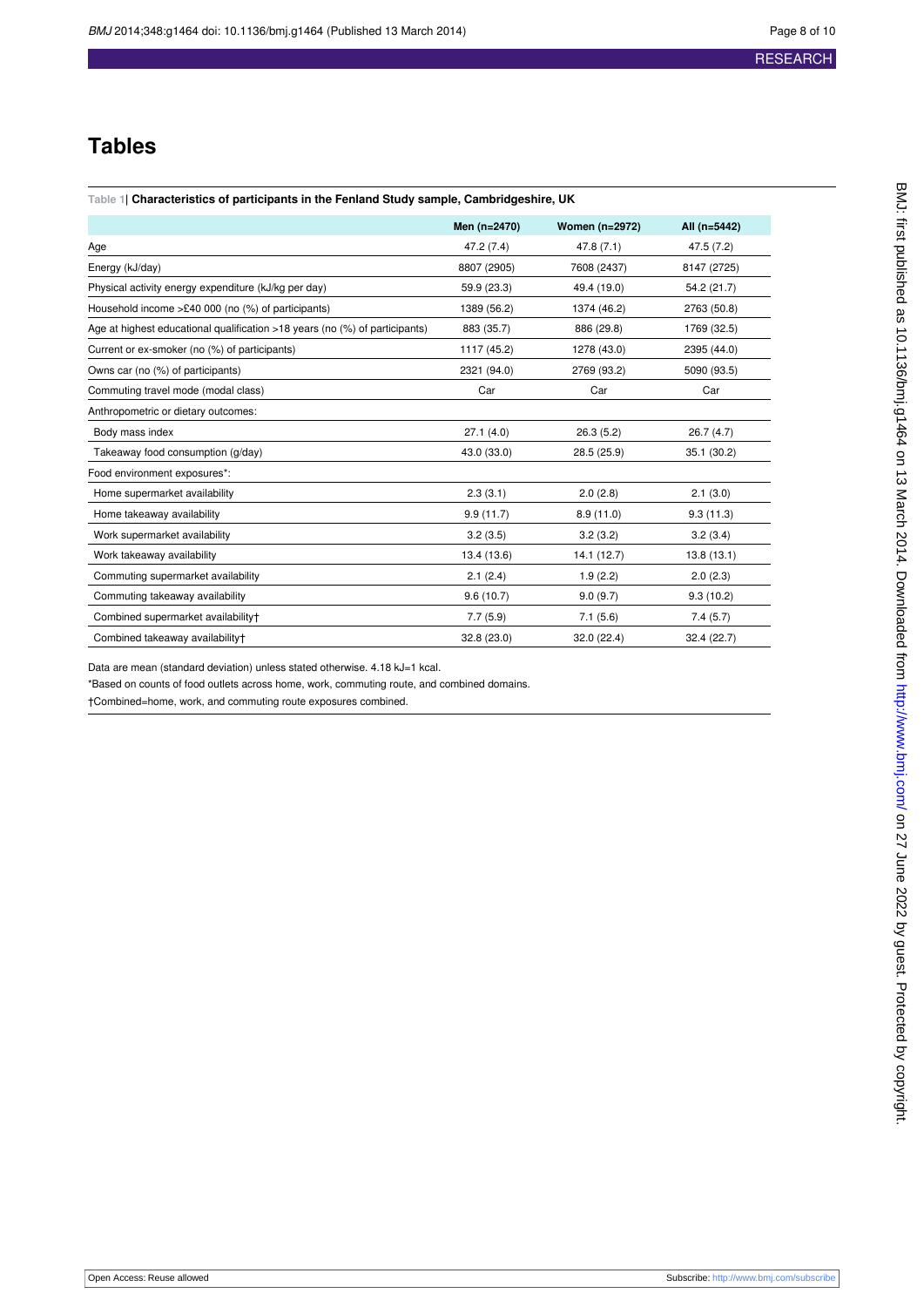# Tables

**Table 1| Characteristics of participants in the Fenland Study sample, Cambridgeshire, UK**

| | Men (n=2470) | Women (n=2972) | All (n=5442) |
|---|---|---|---|
| Age | 47.2 (7.4) | 47.8 (7.1) | 47.5 (7.2) |
| Energy (kJ/day) | 8807 (2905) | 7608 (2437) | 8147 (2725) |
| Physical activity energy expenditure (kJ/kg per day) | 59.9 (23.3) | 49.4 (19.0) | 54.2 (21.7) |
| Household income >£40 000 (no (%) of participants) | 1389 (56.2) | 1374 (46.2) | 2763 (50.8) |
| Age at highest educational qualification >18 years (no (%) of participants) | 883 (35.7) | 886 (29.8) | 1769 (32.5) |
| Current or ex-smoker (no (%) of participants) | 1117 (45.2) | 1278 (43.0) | 2395 (44.0) |
| Owns car (no (%) of participants) | 2321 (94.0) | 2769 (93.2) | 5090 (93.5) |
| Commuting travel mode (modal class) | Car | Car | Car |
| Anthropometric or dietary outcomes: | | | |
| Body mass index | 27.1 (4.0) | 26.3 (5.2) | 26.7 (4.7) |
| Takeaway food consumption (g/day) | 43.0 (33.0) | 28.5 (25.9) | 35.1 (30.2) |
| Food environment exposures*: | | | |
| Home supermarket availability | 2.3 (3.1) | 2.0 (2.8) | 2.1 (3.0) |
| Home takeaway availability | 9.9 (11.7) | 8.9 (11.0) | 9.3 (11.3) |
| Work supermarket availability | 3.2 (3.5) | 3.2 (3.2) | 3.2 (3.4) |
| Work takeaway availability | 13.4 (13.6) | 14.1 (12.7) | 13.8 (13.1) |
| Commuting supermarket availability | 2.1 (2.4) | 1.9 (2.2) | 2.0 (2.3) |
| Commuting takeaway availability | 9.6 (10.7) | 9.0 (9.7) | 9.3 (10.2) |
| Combined supermarket availability† | 7.7 (5.9) | 7.1 (5.6) | 7.4 (5.7) |
| Combined takeaway availability† | 32.8 (23.0) | 32.0 (22.4) | 32.4 (22.7) |

Data are mean (standard deviation) unless stated otherwise. 4.18 kJ=1 kcal.

*Based on counts of food outlets across home, work, commuting route, and combined domains.

†Combined=home, work, and commuting route exposures combined.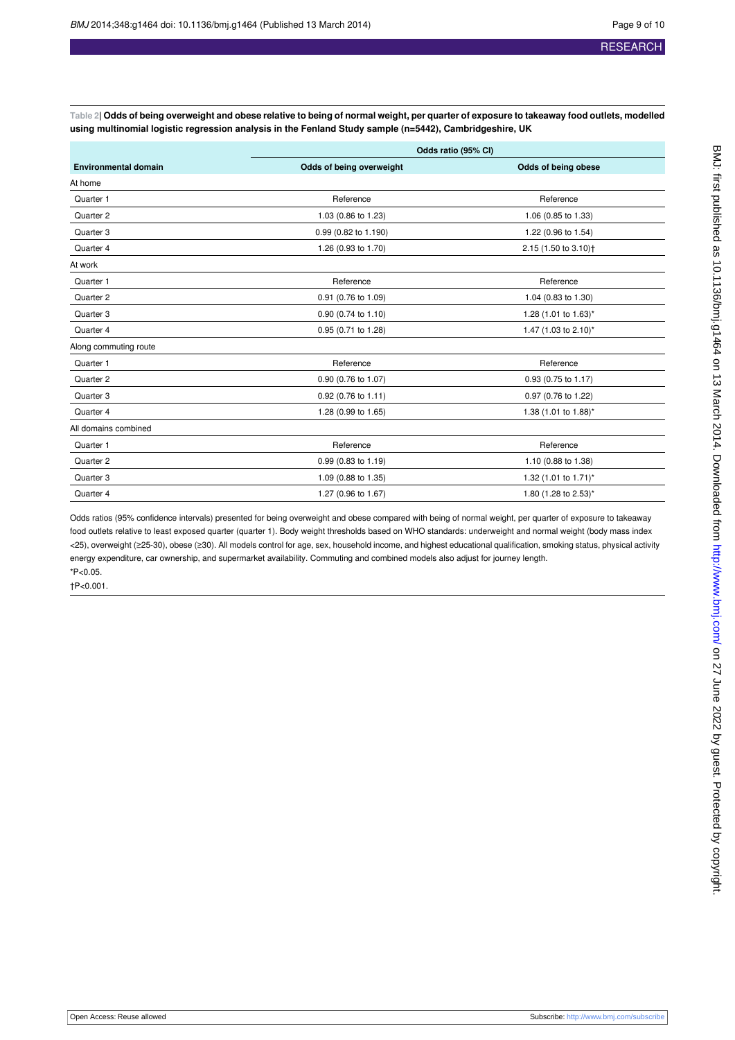**Table 2| Odds of being overweight and obese relative to being of normal weight, per quarter of exposure to takeaway food outlets, modelled using multinomial logistic regression analysis in the Fenland Study sample (n=5442), Cambridgeshire, UK**

| Environmental domain | Odds ratio (95% CI) | |
|---|---|---|
| | **Odds of being overweight** | **Odds of being obese** |
| At home | | |
| Quarter 1 | Reference | Reference |
| Quarter 2 | 1.03 (0.86 to 1.23) | 1.06 (0.85 to 1.33) |
| Quarter 3 | 0.99 (0.82 to 1.190) | 1.22 (0.96 to 1.54) |
| Quarter 4 | 1.26 (0.93 to 1.70) | 2.15 (1.50 to 3.10)† |
| At work | | |
| Quarter 1 | Reference | Reference |
| Quarter 2 | 0.91 (0.76 to 1.09) | 1.04 (0.83 to 1.30) |
| Quarter 3 | 0.90 (0.74 to 1.10) | 1.28 (1.01 to 1.63)* |
| Quarter 4 | 0.95 (0.71 to 1.28) | 1.47 (1.03 to 2.10)* |
| Along commuting route | | |
| Quarter 1 | Reference | Reference |
| Quarter 2 | 0.90 (0.76 to 1.07) | 0.93 (0.75 to 1.17) |
| Quarter 3 | 0.92 (0.76 to 1.11) | 0.97 (0.76 to 1.22) |
| Quarter 4 | 1.28 (0.99 to 1.65) | 1.38 (1.01 to 1.88)* |
| All domains combined | | |
| Quarter 1 | Reference | Reference |
| Quarter 2 | 0.99 (0.83 to 1.19) | 1.10 (0.88 to 1.38) |
| Quarter 3 | 1.09 (0.88 to 1.35) | 1.32 (1.01 to 1.71)* |
| Quarter 4 | 1.27 (0.96 to 1.67) | 1.80 (1.28 to 2.53)* |

Odds ratios (95% confidence intervals) presented for being overweight and obese compared with being of normal weight, per quarter of exposure to takeaway food outlets relative to least exposed quarter (quarter 1). Body weight thresholds based on WHO standards: underweight and normal weight (body mass index <25), overweight (≥25-30), obese (≥30). All models control for age, sex, household income, and highest educational qualification, smoking status, physical activity energy expenditure, car ownership, and supermarket availability. Commuting and combined models also adjust for journey length.

*P<0.05.

†P<0.001.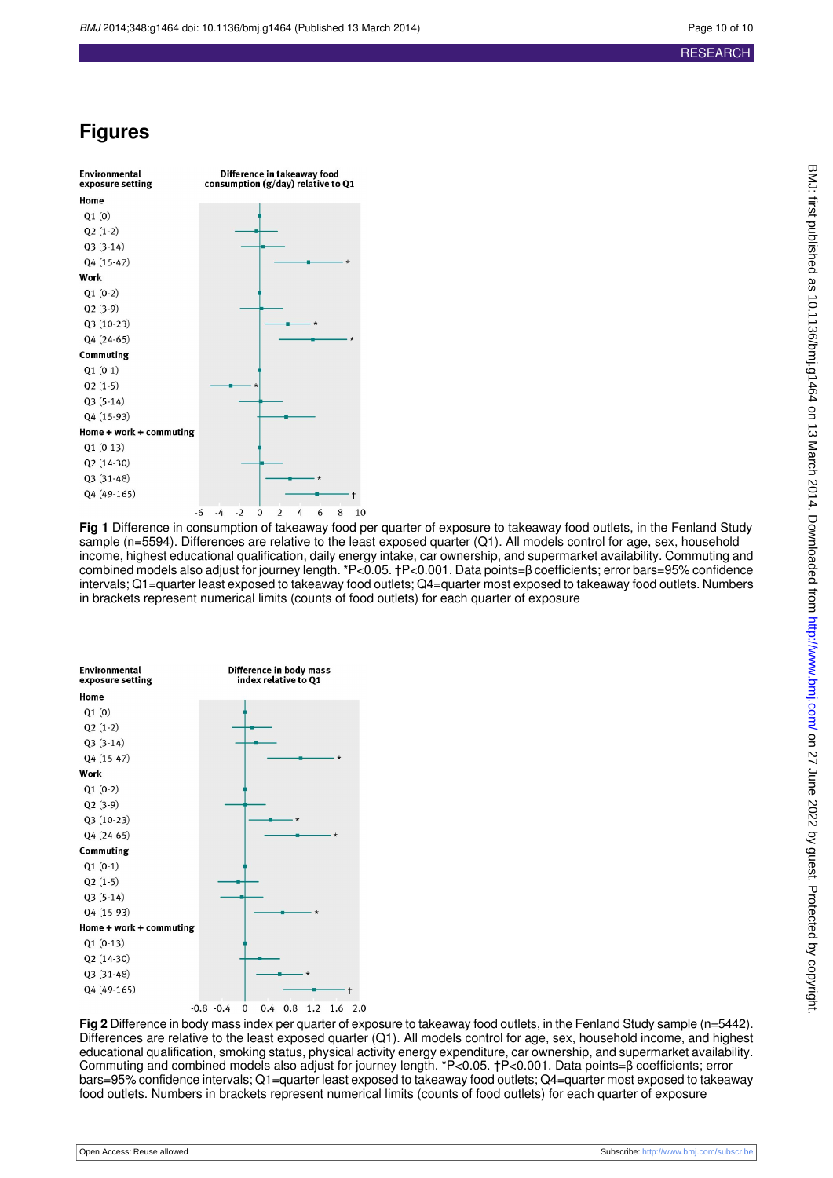# Figures

Environmental exposure setting

Difference in takeaway food consumption (g/day) relative to Q1

Home

Q1 (0)

Q2 (1-2)

Q3 (3-14)

Q4 (15-47) *

Work

Q1 (0-2)

Q2 (3-9)

Q3 (10-23) *

Q4 (24-65) *

Commuting

Q1 (0-1)

Q2 (1-5) *

Q3 (5-14)

Q4 (15-93)

Home + work + commuting

Q1 (0-13)

Q2 (14-30)

Q3 (31-48) *

Q4 (49-165) †

-6 -4 -2 0 2 4 6 8 10

**Fig 1** Difference in consumption of takeaway food per quarter of exposure to takeaway food outlets, in the Fenland Study sample (n=5594). Differences are relative to the least exposed quarter (Q1). All models control for age, sex, household income, highest educational qualification, daily energy intake, car ownership, and supermarket availability. Commuting and combined models also adjust for journey length. *P<0.05. †P<0.001. Data points=β coefficients; error bars=95% confidence intervals; Q1=quarter least exposed to takeaway food outlets; Q4=quarter most exposed to takeaway food outlets. Numbers in brackets represent numerical limits (counts of food outlets) for each quarter of exposure

Environmental exposure setting

Difference in body mass index relative to Q1

Home

Q1 (0)

Q2 (1-2)

Q3 (3-14)

Q4 (15-47) *

Work

Q1 (0-2)

Q2 (3-9)

Q3 (10-23) *

Q4 (24-65) *

Commuting

Q1 (0-1)

Q2 (1-5)

Q3 (5-14)

Q4 (15-93) *

Home + work + commuting

Q1 (0-13)

Q2 (14-30)

Q3 (31-48) *

Q4 (49-165) †

-0.8 -0.4 0 0.4 0.8 1.2 1.6 2.0

**Fig 2** Difference in body mass index per quarter of exposure to takeaway food outlets, in the Fenland Study sample (n=5442). Differences are relative to the least exposed quarter (Q1). All models control for age, sex, household income, highest educational qualification, smoking status, physical activity energy expenditure, car ownership, and supermarket availability. Commuting and combined models also adjust for journey length. *P<0.05. †P<0.001. Data points=β coefficients; error bars=95% confidence intervals; Q1=quarter least exposed to takeaway food outlets; Q4=quarter most exposed to takeaway food outlets. Numbers in brackets represent numerical limits (counts of food outlets) for each quarter of exposure